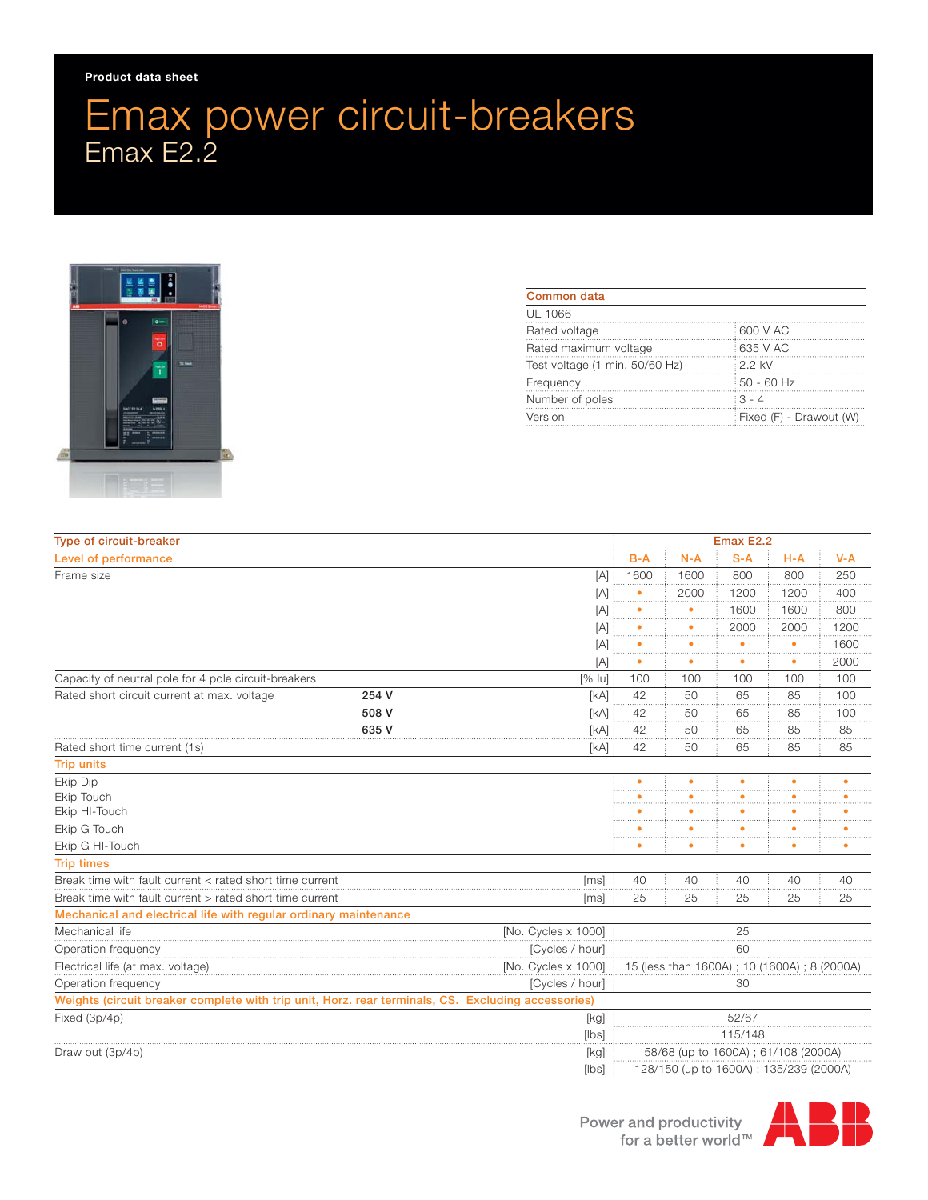Product data sheet

# Emax power circuit-breakers

## Emax E2.2

| Common data | |
|---|---|
| UL 1066 | |
| Rated voltage | 600 V AC |
| Rated maximum voltage | 635 V AC |
| Test voltage (1 min. 50/60 Hz) | 2.2 kV |
| Frequency | 50 - 60 Hz |
| Number of poles | 3 - 4 |
| Version | Fixed (F) - Drawout (W) |

| Type of circuit-breaker | | | Emax E2.2 | | | | |
|---|---|---|---|---|---|---|---|
| **Level of performance** | | | B-A | N-A | S-A | H-A | V-A |
| Frame size | | [A] | 1600 | 1600 | 800 | 800 | 250 |
| | | [A] | • | 2000 | 1200 | 1200 | 400 |
| | | [A] | • | • | 1600 | 1600 | 800 |
| | | [A] | • | • | 2000 | 2000 | 1200 |
| | | [A] | • | • | • | • | 1600 |
| | | [A] | • | • | • | • | 2000 |
| Capacity of neutral pole for 4 pole circuit-breakers | | [% Iu] | 100 | 100 | 100 | 100 | 100 |
| Rated short circuit current at max. voltage | **254 V** | [kA] | 42 | 50 | 65 | 85 | 100 |
| | **508 V** | [kA] | 42 | 50 | 65 | 85 | 100 |
| | **635 V** | [kA] | 42 | 50 | 65 | 85 | 85 |
| Rated short time current (1s) | | [kA] | 42 | 50 | 65 | 85 | 85 |
| **Trip units** | | | | | | | |
| Ekip Dip | | | • | • | • | • | • |
| Ekip Touch | | | • | • | • | • | • |
| Ekip HI-Touch | | | • | • | • | • | • |
| Ekip G Touch | | | • | • | • | • | • |
| Ekip G HI-Touch | | | • | • | • | • | • |
| **Trip times** | | | | | | | |
| Break time with fault current < rated short time current | | [ms] | 40 | 40 | 40 | 40 | 40 |
| Break time with fault current > rated short time current | | [ms] | 25 | 25 | 25 | 25 | 25 |
| **Mechanical and electrical life with regular ordinary maintenance** | | | | | | | |
| Mechanical life | | [No. Cycles x 1000] | 25 | | | | |
| Operation frequency | | [Cycles / hour] | 60 | | | | |
| Electrical life (at max. voltage) | | [No. Cycles x 1000] | 15 (less than 1600A) ; 10 (1600A) ; 8 (2000A) | | | | |
| Operation frequency | | [Cycles / hour] | 30 | | | | |
| **Weights (circuit breaker complete with trip unit, Horz. rear terminals, CS. Excluding accessories)** | | | | | | | |
| Fixed (3p/4p) | | [kg] | 52/67 | | | | |
| | | [lbs] | 115/148 | | | | |
| Draw out (3p/4p) | | [kg] | 58/68 (up to 1600A) ; 61/108 (2000A) | | | | |
| | | [lbs] | 128/150 (up to 1600A) ; 135/239 (2000A) | | | | |

Power and productivity for a better world™

ABB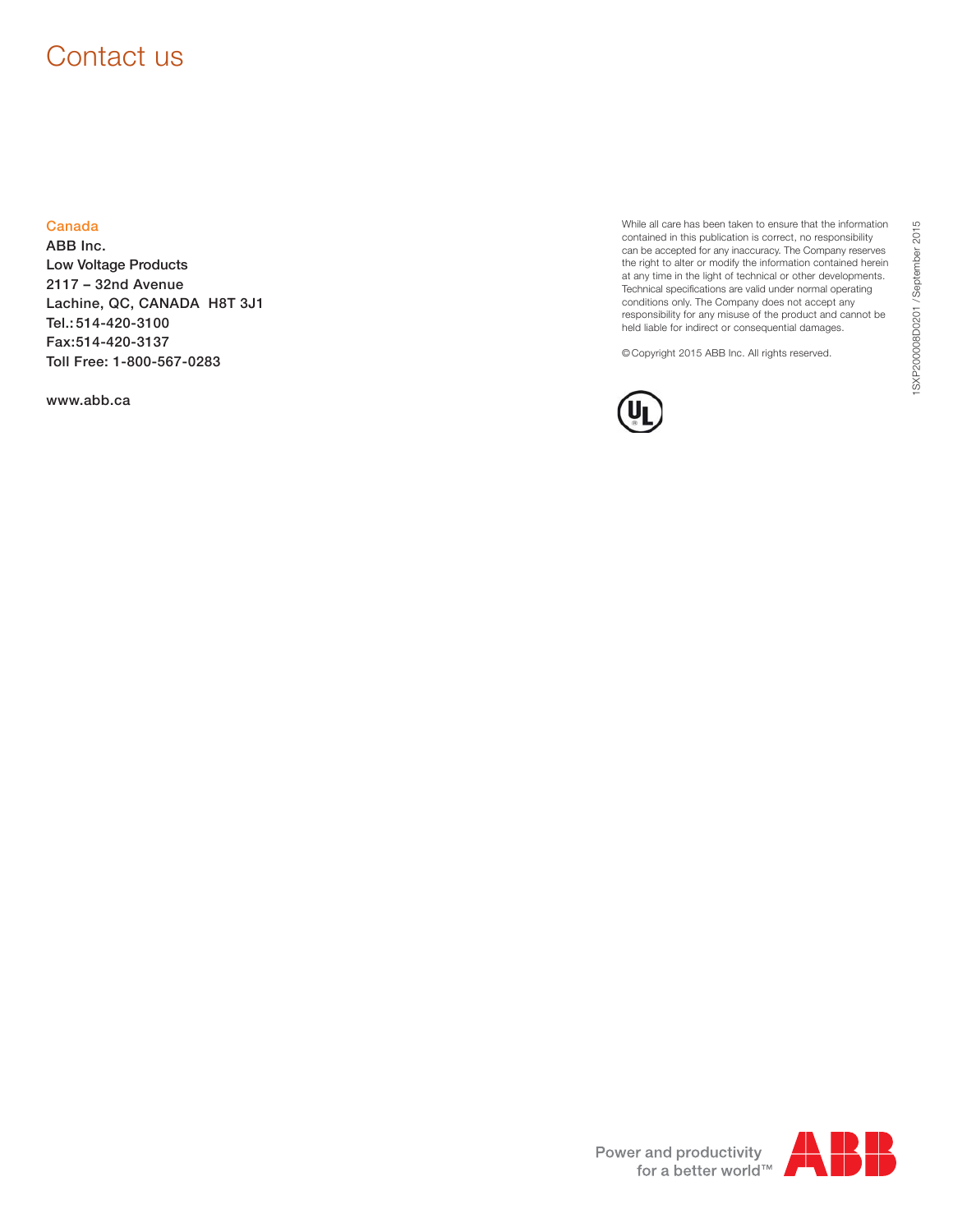# Contact us

**Canada**

ABB Inc.
Low Voltage Products
2117 – 32nd Avenue
Lachine, QC, CANADA H8T 3J1
Tel.: 514-420-3100
Fax: 514-420-3137
Toll Free: 1-800-567-0283

www.abb.ca

While all care has been taken to ensure that the information contained in this publication is correct, no responsibility can be accepted for any inaccuracy. The Company reserves the right to alter or modify the information contained herein at any time in the light of technical or other developments. Technical specifications are valid under normal operating conditions only. The Company does not accept any responsibility for any misuse of the product and cannot be held liable for indirect or consequential damages.

© Copyright 2015 ABB Inc. All rights reserved.

1SXP200008D0201 / September 2015

Power and productivity
for a better world™